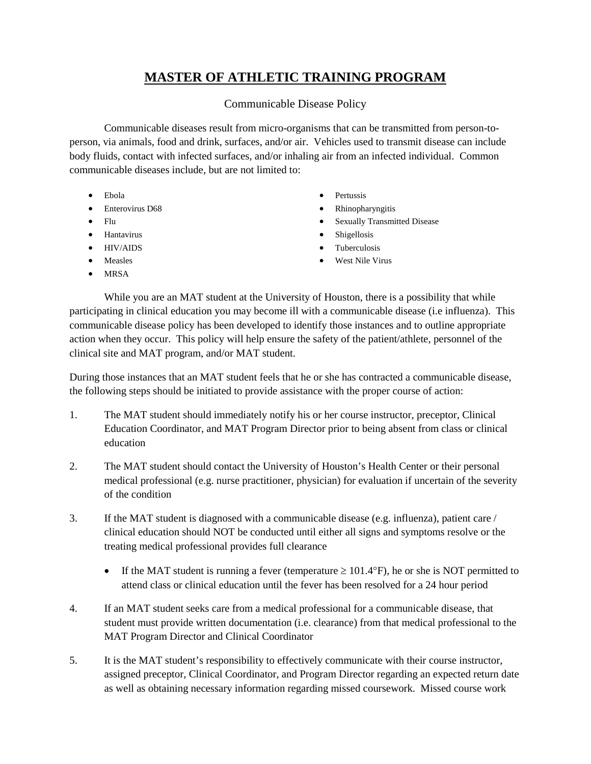# MASTER OF ATHLETIC TRAINING PROGRAM

## Communicable Disease Policy

Communicable diseases result from micro-organisms that can be transmitted from person-to-person, via animals, food and drink, surfaces, and/or air. Vehicles used to transmit disease can include body fluids, contact with infected surfaces, and/or inhaling air from an infected individual. Common communicable diseases include, but are not limited to:

- Ebola
- Enterovirus D68
- Flu
- Hantavirus
- HIV/AIDS
- Measles
- MRSA
- Pertussis
- Rhinopharyngitis
- Sexually Transmitted Disease
- Shigellosis
- Tuberculosis
- West Nile Virus

While you are an MAT student at the University of Houston, there is a possibility that while participating in clinical education you may become ill with a communicable disease (i.e influenza). This communicable disease policy has been developed to identify those instances and to outline appropriate action when they occur. This policy will help ensure the safety of the patient/athlete, personnel of the clinical site and MAT program, and/or MAT student.

During those instances that an MAT student feels that he or she has contracted a communicable disease, the following steps should be initiated to provide assistance with the proper course of action:

1. The MAT student should immediately notify his or her course instructor, preceptor, Clinical Education Coordinator, and MAT Program Director prior to being absent from class or clinical education

2. The MAT student should contact the University of Houston's Health Center or their personal medical professional (e.g. nurse practitioner, physician) for evaluation if uncertain of the severity of the condition

3. If the MAT student is diagnosed with a communicable disease (e.g. influenza), patient care / clinical education should NOT be conducted until either all signs and symptoms resolve or the treating medical professional provides full clearance

   - If the MAT student is running a fever (temperature ≥ 101.4°F), he or she is NOT permitted to attend class or clinical education until the fever has been resolved for a 24 hour period

4. If an MAT student seeks care from a medical professional for a communicable disease, that student must provide written documentation (i.e. clearance) from that medical professional to the MAT Program Director and Clinical Coordinator

5. It is the MAT student's responsibility to effectively communicate with their course instructor, assigned preceptor, Clinical Coordinator, and Program Director regarding an expected return date as well as obtaining necessary information regarding missed coursework. Missed course work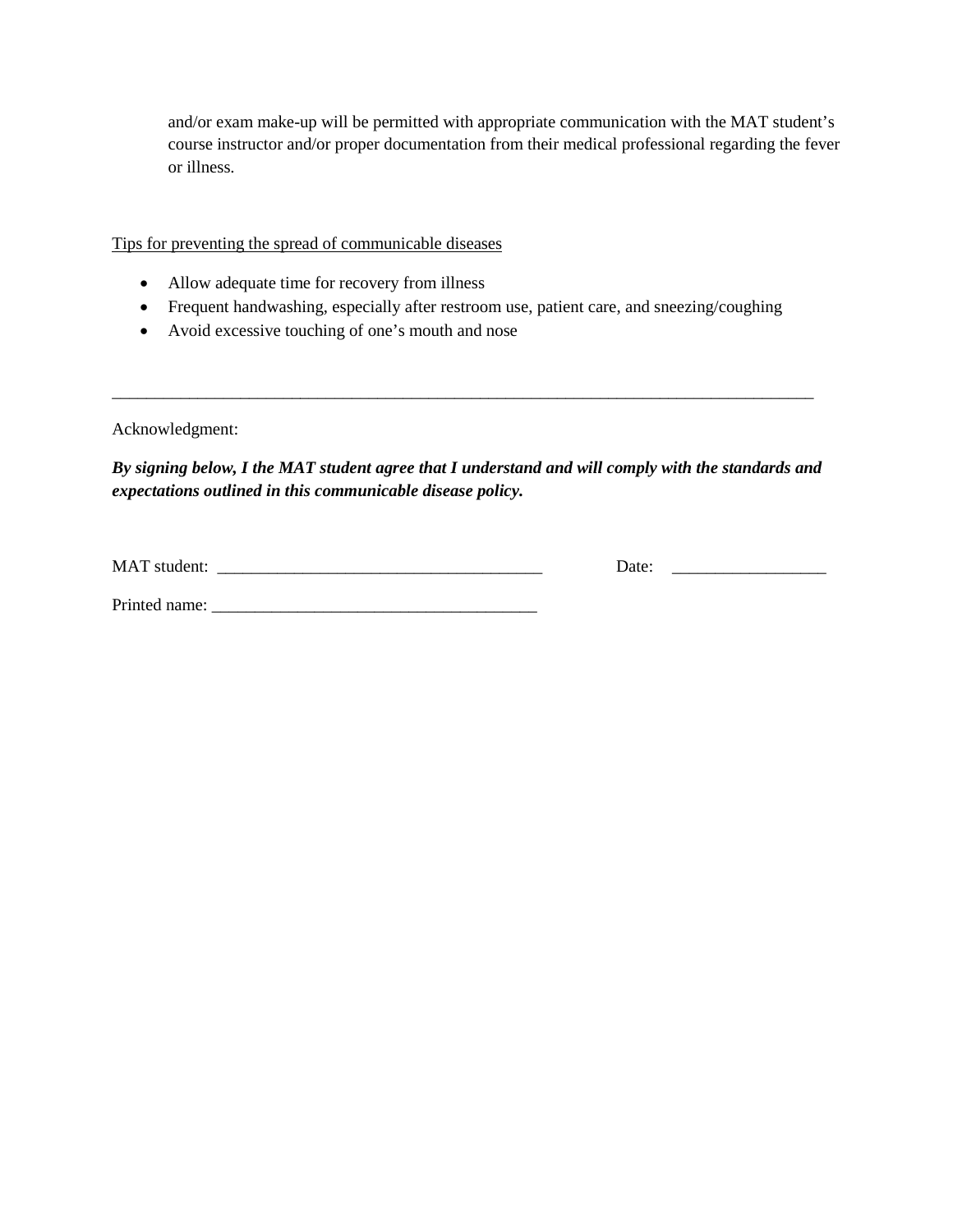and/or exam make-up will be permitted with appropriate communication with the MAT student's course instructor and/or proper documentation from their medical professional regarding the fever or illness.

<u>Tips for preventing the spread of communicable diseases</u>

- Allow adequate time for recovery from illness
- Frequent handwashing, especially after restroom use, patient care, and sneezing/coughing
- Avoid excessive touching of one's mouth and nose

---

Acknowledgment:

***By signing below, I the MAT student agree that I understand and will comply with the standards and expectations outlined in this communicable disease policy.***

MAT student: ______________________________________ Date: _________________

Printed name: ______________________________________